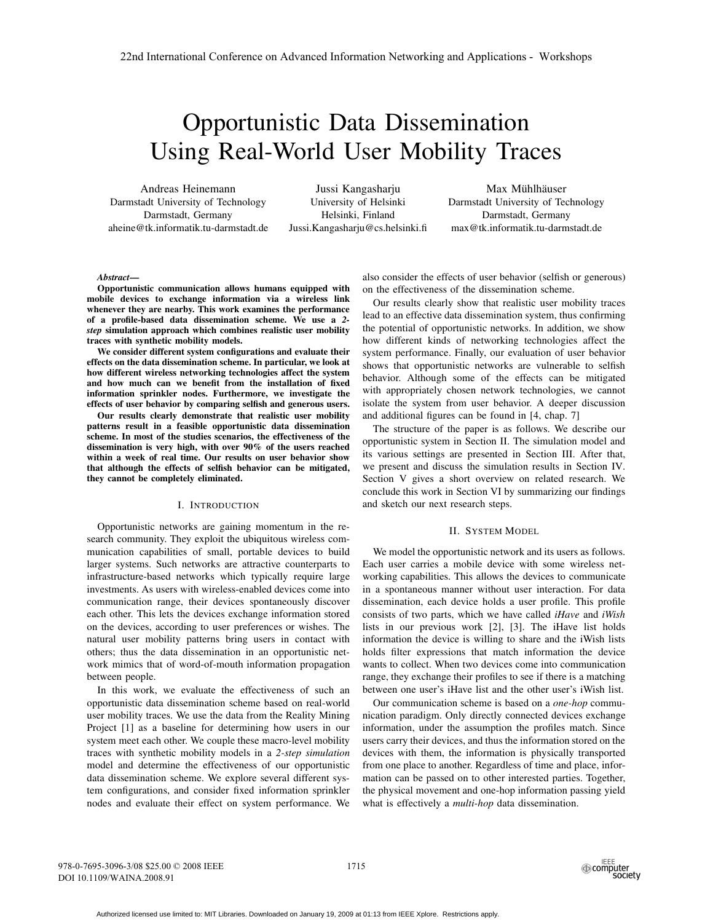# Opportunistic Data Dissemination Using Real-World User Mobility Traces

Andreas Heinemann
Darmstadt University of Technology
Darmstadt, Germany
aheine@tk.informatik.tu-darmstadt.de

Jussi Kangasharju
University of Helsinki
Helsinki, Finland
Jussi.Kangasharju@cs.helsinki.fi

Max Mühlhäuser
Darmstadt University of Technology
Darmstadt, Germany
max@tk.informatik.tu-darmstadt.de

***Abstract*—**

**Opportunistic communication allows humans equipped with mobile devices to exchange information via a wireless link whenever they are nearby. This work examines the performance of a profile-based data dissemination scheme. We use a *2-step* simulation approach which combines realistic user mobility traces with synthetic mobility models.**

**We consider different system configurations and evaluate their effects on the data dissemination scheme. In particular, we look at how different wireless networking technologies affect the system and how much can we benefit from the installation of fixed information sprinkler nodes. Furthermore, we investigate the effects of user behavior by comparing selfish and generous users.**

**Our results clearly demonstrate that realistic user mobility patterns result in a feasible opportunistic data dissemination scheme. In most of the studies scenarios, the effectiveness of the dissemination is very high, with over 90% of the users reached within a week of real time. Our results on user behavior show that although the effects of selfish behavior can be mitigated, they cannot be completely eliminated.**

## I. Introduction

Opportunistic networks are gaining momentum in the research community. They exploit the ubiquitous wireless communication capabilities of small, portable devices to build larger systems. Such networks are attractive counterparts to infrastructure-based networks which typically require large investments. As users with wireless-enabled devices come into communication range, their devices spontaneously discover each other. This lets the devices exchange information stored on the devices, according to user preferences or wishes. The natural user mobility patterns bring users in contact with others; thus the data dissemination in an opportunistic network mimics that of word-of-mouth information propagation between people.

In this work, we evaluate the effectiveness of such an opportunistic data dissemination scheme based on real-world user mobility traces. We use the data from the Reality Mining Project [1] as a baseline for determining how users in our system meet each other. We couple these macro-level mobility traces with synthetic mobility models in a *2-step simulation* model and determine the effectiveness of our opportunistic data dissemination scheme. We explore several different system configurations, and consider fixed information sprinkler nodes and evaluate their effect on system performance. We also consider the effects of user behavior (selfish or generous) on the effectiveness of the dissemination scheme.

Our results clearly show that realistic user mobility traces lead to an effective data dissemination system, thus confirming the potential of opportunistic networks. In addition, we show how different kinds of networking technologies affect the system performance. Finally, our evaluation of user behavior shows that opportunistic networks are vulnerable to selfish behavior. Although some of the effects can be mitigated with appropriately chosen network technologies, we cannot isolate the system from user behavior. A deeper discussion and additional figures can be found in [4, chap. 7]

The structure of the paper is as follows. We describe our opportunistic system in Section II. The simulation model and its various settings are presented in Section III. After that, we present and discuss the simulation results in Section IV. Section V gives a short overview on related research. We conclude this work in Section VI by summarizing our findings and sketch our next research steps.

## II. System Model

We model the opportunistic network and its users as follows. Each user carries a mobile device with some wireless networking capabilities. This allows the devices to communicate in a spontaneous manner without user interaction. For data dissemination, each device holds a user profile. This profile consists of two parts, which we have called *iHave* and *iWish* lists in our previous work [2], [3]. The iHave list holds information the device is willing to share and the iWish lists holds filter expressions that match information the device wants to collect. When two devices come into communication range, they exchange their profiles to see if there is a matching between one user's iHave list and the other user's iWish list.

Our communication scheme is based on a *one-hop* communication paradigm. Only directly connected devices exchange information, under the assumption the profiles match. Since users carry their devices, and thus the information stored on the devices with them, the information is physically transported from one place to another. Regardless of time and place, information can be passed on to other interested parties. Together, the physical movement and one-hop information passing yield what is effectively a *multi-hop* data dissemination.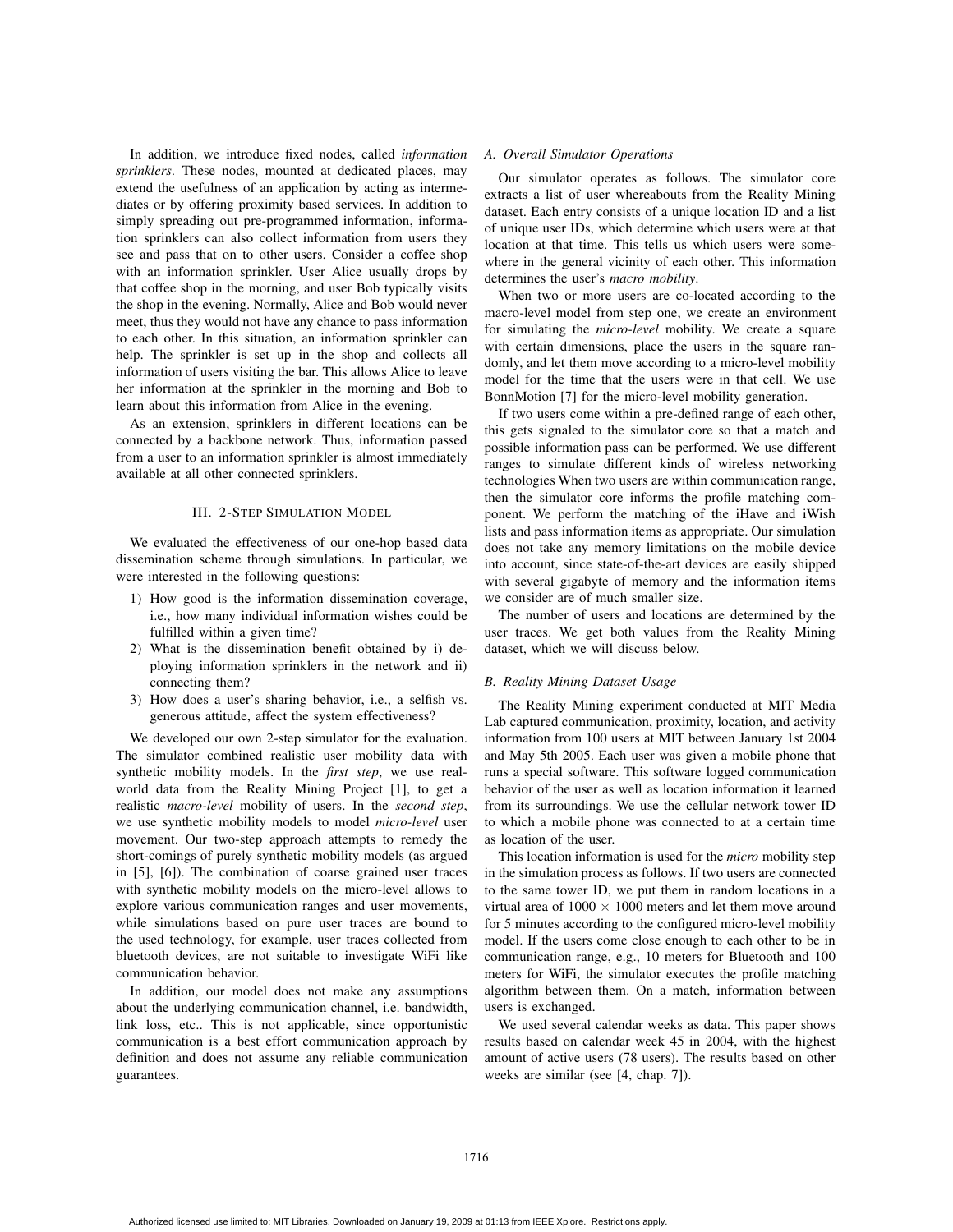In addition, we introduce fixed nodes, called *information sprinklers*. These nodes, mounted at dedicated places, may extend the usefulness of an application by acting as intermediates or by offering proximity based services. In addition to simply spreading out pre-programmed information, information sprinklers can also collect information from users they see and pass that on to other users. Consider a coffee shop with an information sprinkler. User Alice usually drops by that coffee shop in the morning, and user Bob typically visits the shop in the evening. Normally, Alice and Bob would never meet, thus they would not have any chance to pass information to each other. In this situation, an information sprinkler can help. The sprinkler is set up in the shop and collects all information of users visiting the bar. This allows Alice to leave her information at the sprinkler in the morning and Bob to learn about this information from Alice in the evening.

As an extension, sprinklers in different locations can be connected by a backbone network. Thus, information passed from a user to an information sprinkler is almost immediately available at all other connected sprinklers.

## III. 2-Step Simulation Model

We evaluated the effectiveness of our one-hop based data dissemination scheme through simulations. In particular, we were interested in the following questions:

1) How good is the information dissemination coverage, i.e., how many individual information wishes could be fulfilled within a given time?
2) What is the dissemination benefit obtained by i) deploying information sprinklers in the network and ii) connecting them?
3) How does a user's sharing behavior, i.e., a selfish vs. generous attitude, affect the system effectiveness?

We developed our own 2-step simulator for the evaluation. The simulator combined realistic user mobility data with synthetic mobility models. In the *first step*, we use real-world data from the Reality Mining Project [1], to get a realistic *macro-level* mobility of users. In the *second step*, we use synthetic mobility models to model *micro-level* user movement. Our two-step approach attempts to remedy the short-comings of purely synthetic mobility models (as argued in [5], [6]). The combination of coarse grained user traces with synthetic mobility models on the micro-level allows to explore various communication ranges and user movements, while simulations based on pure user traces are bound to the used technology, for example, user traces collected from bluetooth devices, are not suitable to investigate WiFi like communication behavior.

In addition, our model does not make any assumptions about the underlying communication channel, i.e. bandwidth, link loss, etc.. This is not applicable, since opportunistic communication is a best effort communication approach by definition and does not assume any reliable communication guarantees.

### A. Overall Simulator Operations

Our simulator operates as follows. The simulator core extracts a list of user whereabouts from the Reality Mining dataset. Each entry consists of a unique location ID and a list of unique user IDs, which determine which users were at that location at that time. This tells us which users were somewhere in the general vicinity of each other. This information determines the user's *macro mobility*.

When two or more users are co-located according to the macro-level model from step one, we create an environment for simulating the *micro-level* mobility. We create a square with certain dimensions, place the users in the square randomly, and let them move according to a micro-level mobility model for the time that the users were in that cell. We use BonnMotion [7] for the micro-level mobility generation.

If two users come within a pre-defined range of each other, this gets signaled to the simulator core so that a match and possible information pass can be performed. We use different ranges to simulate different kinds of wireless networking technologies When two users are within communication range, then the simulator core informs the profile matching component. We perform the matching of the iHave and iWish lists and pass information items as appropriate. Our simulation does not take any memory limitations on the mobile device into account, since state-of-the-art devices are easily shipped with several gigabyte of memory and the information items we consider are of much smaller size.

The number of users and locations are determined by the user traces. We get both values from the Reality Mining dataset, which we will discuss below.

### B. Reality Mining Dataset Usage

The Reality Mining experiment conducted at MIT Media Lab captured communication, proximity, location, and activity information from 100 users at MIT between January 1st 2004 and May 5th 2005. Each user was given a mobile phone that runs a special software. This software logged communication behavior of the user as well as location information it learned from its surroundings. We use the cellular network tower ID to which a mobile phone was connected to at a certain time as location of the user.

This location information is used for the *micro* mobility step in the simulation process as follows. If two users are connected to the same tower ID, we put them in random locations in a virtual area of $1000 \times 1000$ meters and let them move around for 5 minutes according to the configured micro-level mobility model. If the users come close enough to each other to be in communication range, e.g., 10 meters for Bluetooth and 100 meters for WiFi, the simulator executes the profile matching algorithm between them. On a match, information between users is exchanged.

We used several calendar weeks as data. This paper shows results based on calendar week 45 in 2004, with the highest amount of active users (78 users). The results based on other weeks are similar (see [4, chap. 7]).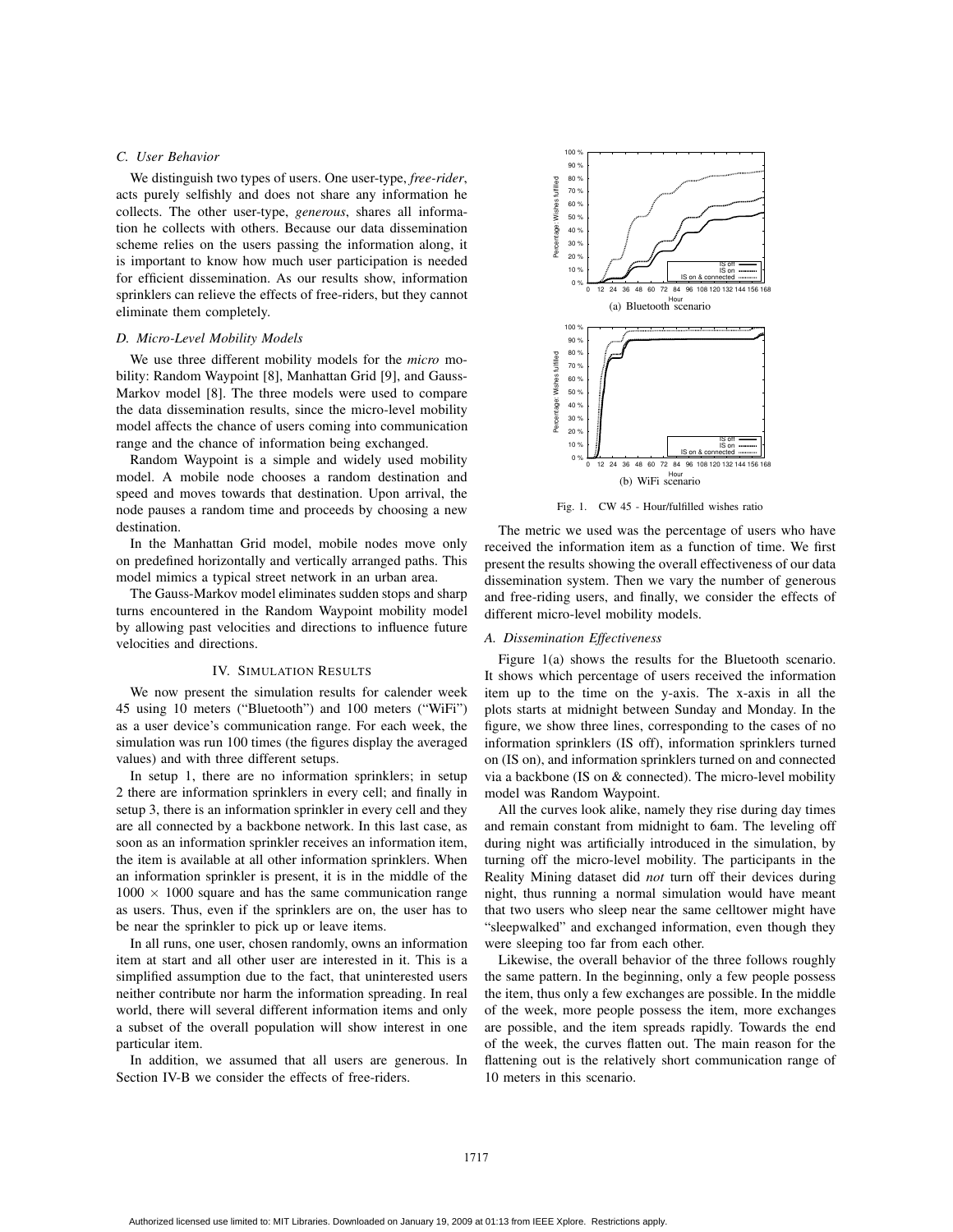### C. User Behavior

We distinguish two types of users. One user-type, *free-rider*, acts purely selfishly and does not share any information he collects. The other user-type, *generous*, shares all information he collects with others. Because our data dissemination scheme relies on the users passing the information along, it is important to know how much user participation is needed for efficient dissemination. As our results show, information sprinklers can relieve the effects of free-riders, but they cannot eliminate them completely.

### D. Micro-Level Mobility Models

We use three different mobility models for the *micro* mobility: Random Waypoint [8], Manhattan Grid [9], and Gauss-Markov model [8]. The three models were used to compare the data dissemination results, since the micro-level mobility model affects the chance of users coming into communication range and the chance of information being exchanged.

Random Waypoint is a simple and widely used mobility model. A mobile node chooses a random destination and speed and moves towards that destination. Upon arrival, the node pauses a random time and proceeds by choosing a new destination.

In the Manhattan Grid model, mobile nodes move only on predefined horizontally and vertically arranged paths. This model mimics a typical street network in an urban area.

The Gauss-Markov model eliminates sudden stops and sharp turns encountered in the Random Waypoint mobility model by allowing past velocities and directions to influence future velocities and directions.

## IV. Simulation Results

We now present the simulation results for calender week 45 using 10 meters ("Bluetooth") and 100 meters ("WiFi") as a user device's communication range. For each week, the simulation was run 100 times (the figures display the averaged values) and with three different setups.

In setup 1, there are no information sprinklers; in setup 2 there are information sprinklers in every cell; and finally in setup 3, there is an information sprinkler in every cell and they are all connected by a backbone network. In this last case, as soon as an information sprinkler receives an information item, the item is available at all other information sprinklers. When an information sprinkler is present, it is in the middle of the $1000 \times 1000$ square and has the same communication range as users. Thus, even if the sprinklers are on, the user has to be near the sprinkler to pick up or leave items.

In all runs, one user, chosen randomly, owns an information item at start and all other user are interested in it. This is a simplified assumption due to the fact, that uninterested users neither contribute nor harm the information spreading. In real world, there will several different information items and only a subset of the overall population will show interest in one particular item.

In addition, we assumed that all users are generous. In Section IV-B we consider the effects of free-riders.

Percentage Wishes fulfilled
100 %
90 %
80 %
70 %
60 %
50 %
40 %
30 %
20 %
10 %
0 %
0 12 24 36 48 60 72 84 96 108 120 132 144 156 168
Hour
IS off
IS on
IS on & connected

(a) Bluetooth scenario

Percentage Wishes fulfilled
100 %
90 %
80 %
70 %
60 %
50 %
40 %
30 %
20 %
10 %
0 %
0 12 24 36 48 60 72 84 96 108 120 132 144 156 168
Hour
IS off
IS on
IS on & connected

(b) WiFi scenario

Fig. 1. CW 45 - Hour/fulfilled wishes ratio

The metric we used was the percentage of users who have received the information item as a function of time. We first present the results showing the overall effectiveness of our data dissemination system. Then we vary the number of generous and free-riding users, and finally, we consider the effects of different micro-level mobility models.

### A. Dissemination Effectiveness

Figure 1(a) shows the results for the Bluetooth scenario. It shows which percentage of users received the information item up to the time on the y-axis. The x-axis in all the plots starts at midnight between Sunday and Monday. In the figure, we show three lines, corresponding to the cases of no information sprinklers (IS off), information sprinklers turned on (IS on), and information sprinklers turned on and connected via a backbone (IS on & connected). The micro-level mobility model was Random Waypoint.

All the curves look alike, namely they rise during day times and remain constant from midnight to 6am. The leveling off during night was artificially introduced in the simulation, by turning off the micro-level mobility. The participants in the Reality Mining dataset did *not* turn off their devices during night, thus running a normal simulation would have meant that two users who sleep near the same celltower might have "sleepwalked" and exchanged information, even though they were sleeping too far from each other.

Likewise, the overall behavior of the three follows roughly the same pattern. In the beginning, only a few people possess the item, thus only a few exchanges are possible. In the middle of the week, more people possess the item, more exchanges are possible, and the item spreads rapidly. Towards the end of the week, the curves flatten out. The main reason for the flattening out is the relatively short communication range of 10 meters in this scenario.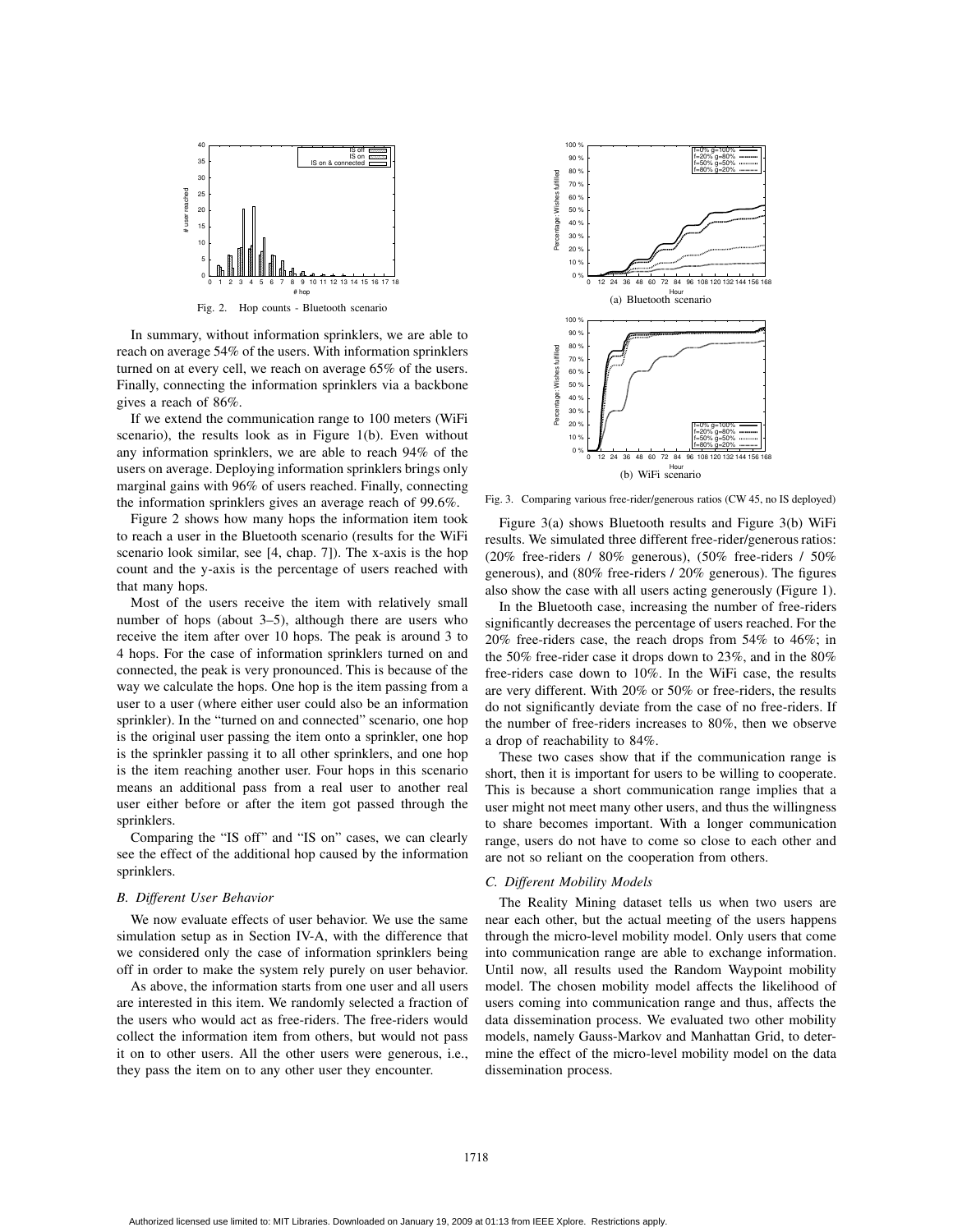Fig. 2. Hop counts - Bluetooth scenario

In summary, without information sprinklers, we are able to reach on average 54% of the users. With information sprinklers turned on at every cell, we reach on average 65% of the users. Finally, connecting the information sprinklers via a backbone gives a reach of 86%.

If we extend the communication range to 100 meters (WiFi scenario), the results look as in Figure 1(b). Even without any information sprinklers, we are able to reach 94% of the users on average. Deploying information sprinklers brings only marginal gains with 96% of users reached. Finally, connecting the information sprinklers gives an average reach of 99.6%.

Figure 2 shows how many hops the information item took to reach a user in the Bluetooth scenario (results for the WiFi scenario look similar, see [4, chap. 7]). The x-axis is the hop count and the y-axis is the percentage of users reached with that many hops.

Most of the users receive the item with relatively small number of hops (about 3–5), although there are users who receive the item after over 10 hops. The peak is around 3 to 4 hops. For the case of information sprinklers turned on and connected, the peak is very pronounced. This is because of the way we calculate the hops. One hop is the item passing from a user to a user (where either user could also be an information sprinkler). In the "turned on and connected" scenario, one hop is the original user passing the item onto a sprinkler, one hop is the sprinkler passing it to all other sprinklers, and one hop is the item reaching another user. Four hops in this scenario means an additional pass from a real user to another real user either before or after the item got passed through the sprinklers.

Comparing the "IS off" and "IS on" cases, we can clearly see the effect of the additional hop caused by the information sprinklers.

### B. Different User Behavior

We now evaluate effects of user behavior. We use the same simulation setup as in Section IV-A, with the difference that we considered only the case of information sprinklers being off in order to make the system rely purely on user behavior.

As above, the information starts from one user and all users are interested in this item. We randomly selected a fraction of the users who would act as free-riders. The free-riders would collect the information item from others, but would not pass it on to other users. All the other users were generous, i.e., they pass the item on to any other user they encounter.

(a) Bluetooth scenario

(b) WiFi scenario

Fig. 3. Comparing various free-rider/generous ratios (CW 45, no IS deployed)

Figure 3(a) shows Bluetooth results and Figure 3(b) WiFi results. We simulated three different free-rider/generous ratios: (20% free-riders / 80% generous), (50% free-riders / 50% generous), and (80% free-riders / 20% generous). The figures also show the case with all users acting generously (Figure 1).

In the Bluetooth case, increasing the number of free-riders significantly decreases the percentage of users reached. For the 20% free-riders case, the reach drops from 54% to 46%; in the 50% free-rider case it drops down to 23%, and in the 80% free-riders case down to 10%. In the WiFi case, the results are very different. With 20% or 50% or free-riders, the results do not significantly deviate from the case of no free-riders. If the number of free-riders increases to 80%, then we observe a drop of reachability to 84%.

These two cases show that if the communication range is short, then it is important for users to be willing to cooperate. This is because a short communication range implies that a user might not meet many other users, and thus the willingness to share becomes important. With a longer communication range, users do not have to come so close to each other and are not so reliant on the cooperation from others.

### C. Different Mobility Models

The Reality Mining dataset tells us when two users are near each other, but the actual meeting of the users happens through the micro-level mobility model. Only users that come into communication range are able to exchange information. Until now, all results used the Random Waypoint mobility model. The chosen mobility model affects the likelihood of users coming into communication range and thus, affects the data dissemination process. We evaluated two other mobility models, namely Gauss-Markov and Manhattan Grid, to determine the effect of the micro-level mobility model on the data dissemination process.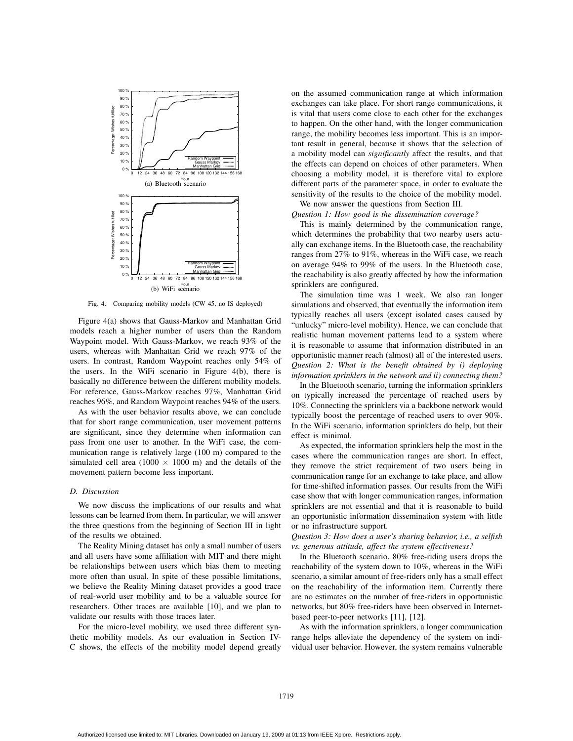100 %
90 %
80 %
70 %
60 %
50 %
40 %
30 %
20 %
10 %
0 %
Percentage Wishes fulfilled
0 12 24 36 48 60 72 84 96 108 120 132 144 156 168
Hour
Random Waypoint
Gauss Markov
Manhattan Grid

(a) Bluetooth scenario

100 %
90 %
80 %
70 %
60 %
50 %
40 %
30 %
20 %
10 %
0 %
Percentage Wishes fulfilled
0 12 24 36 48 60 72 84 96 108 120 132 144 156 168
Hour
Random Waypoint
Gauss Markov
Manhattan Grid

(b) WiFi scenario

Fig. 4. Comparing mobility models (CW 45, no IS deployed)

Figure 4(a) shows that Gauss-Markov and Manhattan Grid models reach a higher number of users than the Random Waypoint model. With Gauss-Markov, we reach 93% of the users, whereas with Manhattan Grid we reach 97% of the users. In contrast, Random Waypoint reaches only 54% of the users. In the WiFi scenario in Figure 4(b), there is basically no difference between the different mobility models. For reference, Gauss-Markov reaches 97%, Manhattan Grid reaches 96%, and Random Waypoint reaches 94% of the users.

As with the user behavior results above, we can conclude that for short range communication, user movement patterns are significant, since they determine when information can pass from one user to another. In the WiFi case, the communication range is relatively large (100 m) compared to the simulated cell area (1000 × 1000 m) and the details of the movement pattern become less important.

### D. Discussion

We now discuss the implications of our results and what lessons can be learned from them. In particular, we will answer the three questions from the beginning of Section III in light of the results we obtained.

The Reality Mining dataset has only a small number of users and all users have some affiliation with MIT and there might be relationships between users which bias them to meeting more often than usual. In spite of these possible limitations, we believe the Reality Mining dataset provides a good trace of real-world user mobility and to be a valuable source for researchers. Other traces are available [10], and we plan to validate our results with those traces later.

For the micro-level mobility, we used three different synthetic mobility models. As our evaluation in Section IV-C shows, the effects of the mobility model depend greatly on the assumed communication range at which information exchanges can take place. For short range communications, it is vital that users come close to each other for the exchanges to happen. On the other hand, with the longer communication range, the mobility becomes less important. This is an important result in general, because it shows that the selection of a mobility model can *significantly* affect the results, and that the effects can depend on choices of other parameters. When choosing a mobility model, it is therefore vital to explore different parts of the parameter space, in order to evaluate the sensitivity of the results to the choice of the mobility model.

We now answer the questions from Section III.

*Question 1: How good is the dissemination coverage?*

This is mainly determined by the communication range, which determines the probability that two nearby users actually can exchange items. In the Bluetooth case, the reachability ranges from 27% to 91%, whereas in the WiFi case, we reach on average 94% to 99% of the users. In the Bluetooth case, the reachability is also greatly affected by how the information sprinklers are configured.

The simulation time was 1 week. We also ran longer simulations and observed, that eventually the information item typically reaches all users (except isolated cases caused by "unlucky" micro-level mobility). Hence, we can conclude that realistic human movement patterns lead to a system where it is reasonable to assume that information distributed in an opportunistic manner reach (almost) all of the interested users.

*Question 2: What is the benefit obtained by i) deploying information sprinklers in the network and ii) connecting them?*

In the Bluetooth scenario, turning the information sprinklers on typically increased the percentage of reached users by 10%. Connecting the sprinklers via a backbone network would typically boost the percentage of reached users to over 90%. In the WiFi scenario, information sprinklers do help, but their effect is minimal.

As expected, the information sprinklers help the most in the cases where the communication ranges are short. In effect, they remove the strict requirement of two users being in communication range for an exchange to take place, and allow for time-shifted information passes. Our results from the WiFi case show that with longer communication ranges, information sprinklers are not essential and that it is reasonable to build an opportunistic information dissemination system with little or no infrastructure support.

*Question 3: How does a user's sharing behavior, i.e., a selfish vs. generous attitude, affect the system effectiveness?*

In the Bluetooth scenario, 80% free-riding users drops the reachability of the system down to 10%, whereas in the WiFi scenario, a similar amount of free-riders only has a small effect on the reachability of the information item. Currently there are no estimates on the number of free-riders in opportunistic networks, but 80% free-riders have been observed in Internet-based peer-to-peer networks [11], [12].

As with the information sprinklers, a longer communication range helps alleviate the dependency of the system on individual user behavior. However, the system remains vulnerable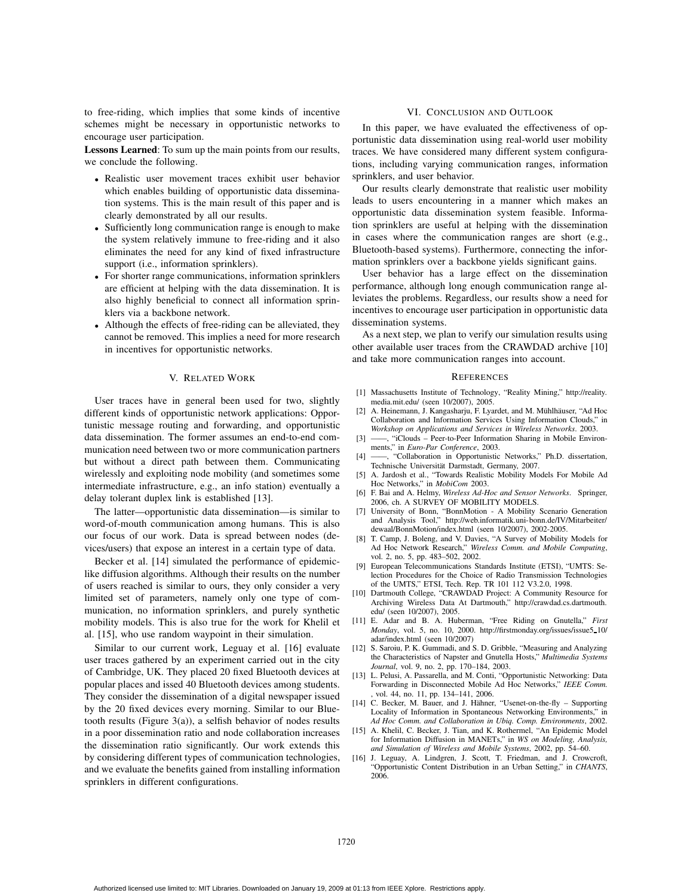to free-riding, which implies that some kinds of incentive schemes might be necessary in opportunistic networks to encourage user participation.

**Lessons Learned**: To sum up the main points from our results, we conclude the following.

- Realistic user movement traces exhibit user behavior which enables building of opportunistic data dissemination systems. This is the main result of this paper and is clearly demonstrated by all our results.
- Sufficiently long communication range is enough to make the system relatively immune to free-riding and it also eliminates the need for any kind of fixed infrastructure support (i.e., information sprinklers).
- For shorter range communications, information sprinklers are efficient at helping with the data dissemination. It is also highly beneficial to connect all information sprinklers via a backbone network.
- Although the effects of free-riding can be alleviated, they cannot be removed. This implies a need for more research in incentives for opportunistic networks.

## V. Related Work

User traces have in general been used for two, slightly different kinds of opportunistic network applications: Opportunistic message routing and forwarding, and opportunistic data dissemination. The former assumes an end-to-end communication need between two or more communication partners but without a direct path between them. Communicating wirelessly and exploiting node mobility (and sometimes some intermediate infrastructure, e.g., an info station) eventually a delay tolerant duplex link is established [13].

The latter—opportunistic data dissemination—is similar to word-of-mouth communication among humans. This is also our focus of our work. Data is spread between nodes (devices/users) that expose an interest in a certain type of data.

Becker et al. [14] simulated the performance of epidemic-like diffusion algorithms. Although their results on the number of users reached is similar to ours, they only consider a very limited set of parameters, namely only one type of communication, no information sprinklers, and purely synthetic mobility models. This is also true for the work for Khelil et al. [15], who use random waypoint in their simulation.

Similar to our current work, Leguay et al. [16] evaluate user traces gathered by an experiment carried out in the city of Cambridge, UK. They placed 20 fixed Bluetooth devices at popular places and issed 40 Bluetooth devices among students. They consider the dissemination of a digital newspaper issued by the 20 fixed devices every morning. Similar to our Bluetooth results (Figure 3(a)), a selfish behavior of nodes results in a poor dissemination ratio and node collaboration increases the dissemination ratio significantly. Our work extends this by considering different types of communication technologies, and we evaluate the benefits gained from installing information sprinklers in different configurations.

## VI. Conclusion and Outlook

In this paper, we have evaluated the effectiveness of opportunistic data dissemination using real-world user mobility traces. We have considered many different system configurations, including varying communication ranges, information sprinklers, and user behavior.

Our results clearly demonstrate that realistic user mobility leads to users encountering in a manner which makes an opportunistic data dissemination system feasible. Information sprinklers are useful at helping with the dissemination in cases where the communication ranges are short (e.g., Bluetooth-based systems). Furthermore, connecting the information sprinklers over a backbone yields significant gains.

User behavior has a large effect on the dissemination performance, although long enough communication range alleviates the problems. Regardless, our results show a need for incentives to encourage user participation in opportunistic data dissemination systems.

As a next step, we plan to verify our simulation results using other available user traces from the CRAWDAD archive [10] and take more communication ranges into account.

## References

[1] Massachusetts Institute of Technology, "Reality Mining," http://reality.media.mit.edu/ (seen 10/2007), 2005.

[2] A. Heinemann, J. Kangasharju, F. Lyardet, and M. Mühlhäuser, "Ad Hoc Collaboration and Information Services Using Information Clouds," in *Workshop on Applications and Services in Wireless Networks*. 2003.

[3] ——, "iClouds – Peer-to-Peer Information Sharing in Mobile Environments," in *Euro-Par Conference*, 2003.

[4] ——, "Collaboration in Opportunistic Networks," Ph.D. dissertation, Technische Universität Darmstadt, Germany, 2007.

[5] A. Jardosh et al., "Towards Realistic Mobility Models For Mobile Ad Hoc Networks," in *MobiCom* 2003.

[6] F. Bai and A. Helmy, *Wireless Ad-Hoc and Sensor Networks*. Springer, 2006, ch. A SURVEY OF MOBILITY MODELS.

[7] University of Bonn, "BonnMotion - A Mobility Scenario Generation and Analysis Tool," http://web.informatik.uni-bonn.de/IV/Mitarbeiter/dewaal/BonnMotion/index.html (seen 10/2007), 2002-2005.

[8] T. Camp, J. Boleng, and V. Davies, "A Survey of Mobility Models for Ad Hoc Network Research," *Wireless Comm. and Mobile Computing*, vol. 2, no. 5, pp. 483–502, 2002.

[9] European Telecommunications Standards Institute (ETSI), "UMTS: Selection Procedures for the Choice of Radio Transmission Technologies of the UMTS," ETSI, Tech. Rep. TR 101 112 V3.2.0, 1998.

[10] Dartmouth College, "CRAWDAD Project: A Community Resource for Archiving Wireless Data At Dartmouth," http://crawdad.cs.dartmouth.edu/ (seen 10/2007), 2005.

[11] E. Adar and B. A. Huberman, "Free Riding on Gnutella," *First Monday*, vol. 5, no. 10, 2000. http://firstmonday.org/issues/issue5_10/adar/index.html (seen 10/2007)

[12] S. Saroiu, P. K. Gummadi, and S. D. Gribble, "Measuring and Analyzing the Characteristics of Napster and Gnutella Hosts," *Multimedia Systems Journal*, vol. 9, no. 2, pp. 170–184, 2003.

[13] L. Pelusi, A. Passarella, and M. Conti, "Opportunistic Networking: Data Forwarding in Disconnected Mobile Ad Hoc Networks," *IEEE Comm.* , vol. 44, no. 11, pp. 134–141, 2006.

[14] C. Becker, M. Bauer, and J. Hähner, "Usenet-on-the-fly – Supporting Locality of Information in Spontaneous Networking Environments," in *Ad Hoc Comm. and Collaboration in Ubiq. Comp. Environments*, 2002.

[15] A. Khelil, C. Becker, J. Tian, and K. Rothermel, "An Epidemic Model for Information Diffusion in MANETs," in *WS on Modeling, Analysis, and Simulation of Wireless and Mobile Systems*, 2002, pp. 54–60.

[16] J. Leguay, A. Lindgren, J. Scott, T. Friedman, and J. Crowcroft, "Opportunistic Content Distribution in an Urban Setting," in *CHANTS*, 2006.